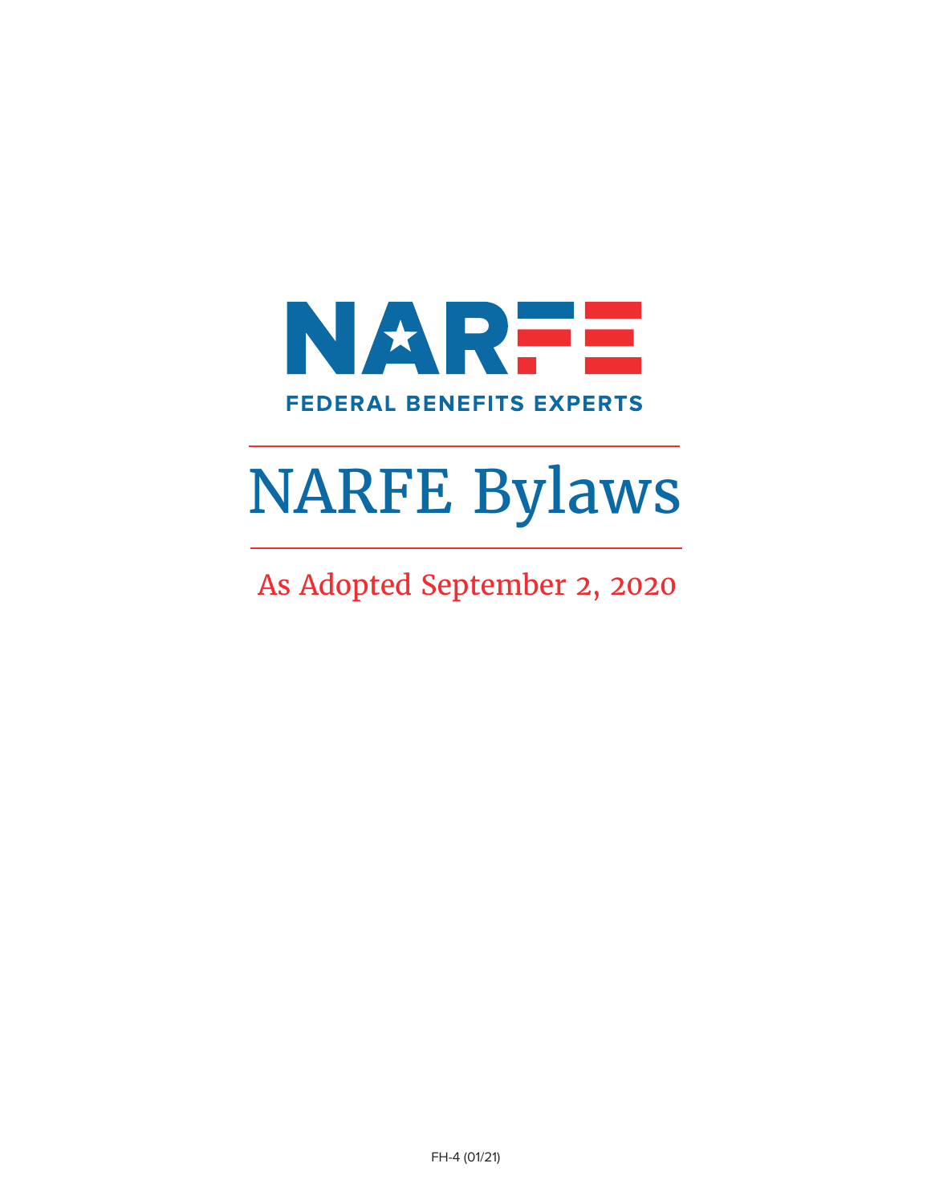NARFE

FEDERAL BENEFITS EXPERTS

# NARFE Bylaws

## As Adopted September 2, 2020

FH-4 (01/21)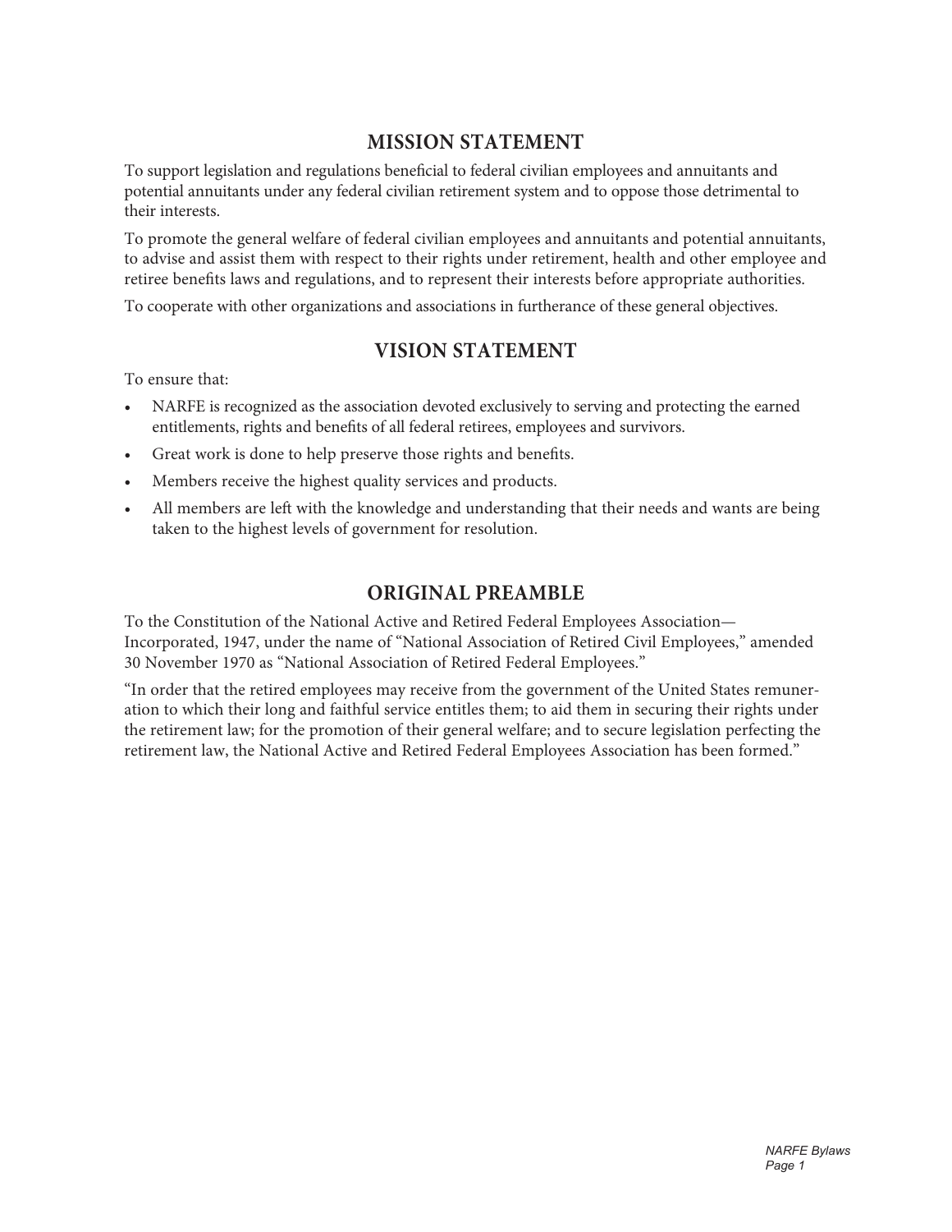## MISSION STATEMENT

To support legislation and regulations beneficial to federal civilian employees and annuitants and potential annuitants under any federal civilian retirement system and to oppose those detrimental to their interests.

To promote the general welfare of federal civilian employees and annuitants and potential annuitants, to advise and assist them with respect to their rights under retirement, health and other employee and retiree benefits laws and regulations, and to represent their interests before appropriate authorities.

To cooperate with other organizations and associations in furtherance of these general objectives.

## VISION STATEMENT

To ensure that:

- NARFE is recognized as the association devoted exclusively to serving and protecting the earned entitlements, rights and benefits of all federal retirees, employees and survivors.
- Great work is done to help preserve those rights and benefits.
- Members receive the highest quality services and products.
- All members are left with the knowledge and understanding that their needs and wants are being taken to the highest levels of government for resolution.

## ORIGINAL PREAMBLE

To the Constitution of the National Active and Retired Federal Employees Association—Incorporated, 1947, under the name of "National Association of Retired Civil Employees," amended 30 November 1970 as "National Association of Retired Federal Employees."

"In order that the retired employees may receive from the government of the United States remuneration to which their long and faithful service entitles them; to aid them in securing their rights under the retirement law; for the promotion of their general welfare; and to secure legislation perfecting the retirement law, the National Active and Retired Federal Employees Association has been formed."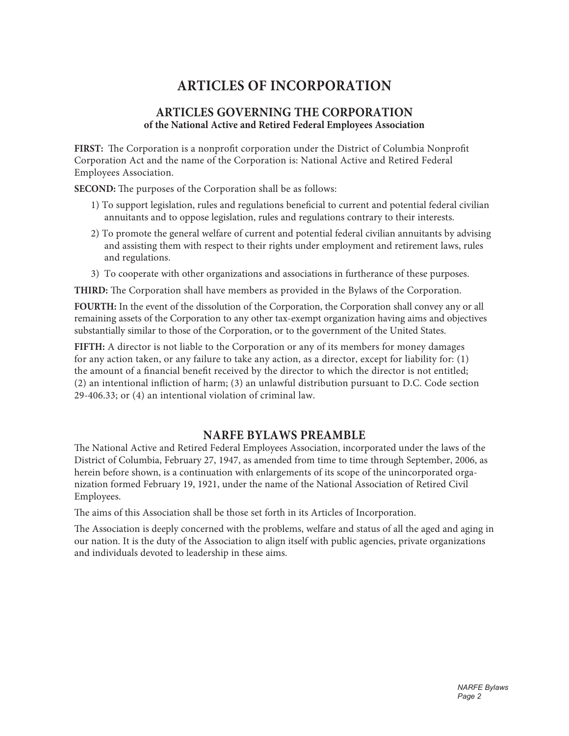# ARTICLES OF INCORPORATION

## ARTICLES GOVERNING THE CORPORATION

**of the National Active and Retired Federal Employees Association**

**FIRST:** The Corporation is a nonprofit corporation under the District of Columbia Nonprofit Corporation Act and the name of the Corporation is: National Active and Retired Federal Employees Association.

**SECOND:** The purposes of the Corporation shall be as follows:

1) To support legislation, rules and regulations beneficial to current and potential federal civilian annuitants and to oppose legislation, rules and regulations contrary to their interests.
2) To promote the general welfare of current and potential federal civilian annuitants by advising and assisting them with respect to their rights under employment and retirement laws, rules and regulations.
3) To cooperate with other organizations and associations in furtherance of these purposes.

**THIRD:** The Corporation shall have members as provided in the Bylaws of the Corporation.

**FOURTH:** In the event of the dissolution of the Corporation, the Corporation shall convey any or all remaining assets of the Corporation to any other tax-exempt organization having aims and objectives substantially similar to those of the Corporation, or to the government of the United States.

**FIFTH:** A director is not liable to the Corporation or any of its members for money damages for any action taken, or any failure to take any action, as a director, except for liability for: (1) the amount of a financial benefit received by the director to which the director is not entitled; (2) an intentional infliction of harm; (3) an unlawful distribution pursuant to D.C. Code section 29-406.33; or (4) an intentional violation of criminal law.

## NARFE BYLAWS PREAMBLE

The National Active and Retired Federal Employees Association, incorporated under the laws of the District of Columbia, February 27, 1947, as amended from time to time through September, 2006, as herein before shown, is a continuation with enlargements of its scope of the unincorporated organization formed February 19, 1921, under the name of the National Association of Retired Civil Employees.

The aims of this Association shall be those set forth in its Articles of Incorporation.

The Association is deeply concerned with the problems, welfare and status of all the aged and aging in our nation. It is the duty of the Association to align itself with public agencies, private organizations and individuals devoted to leadership in these aims.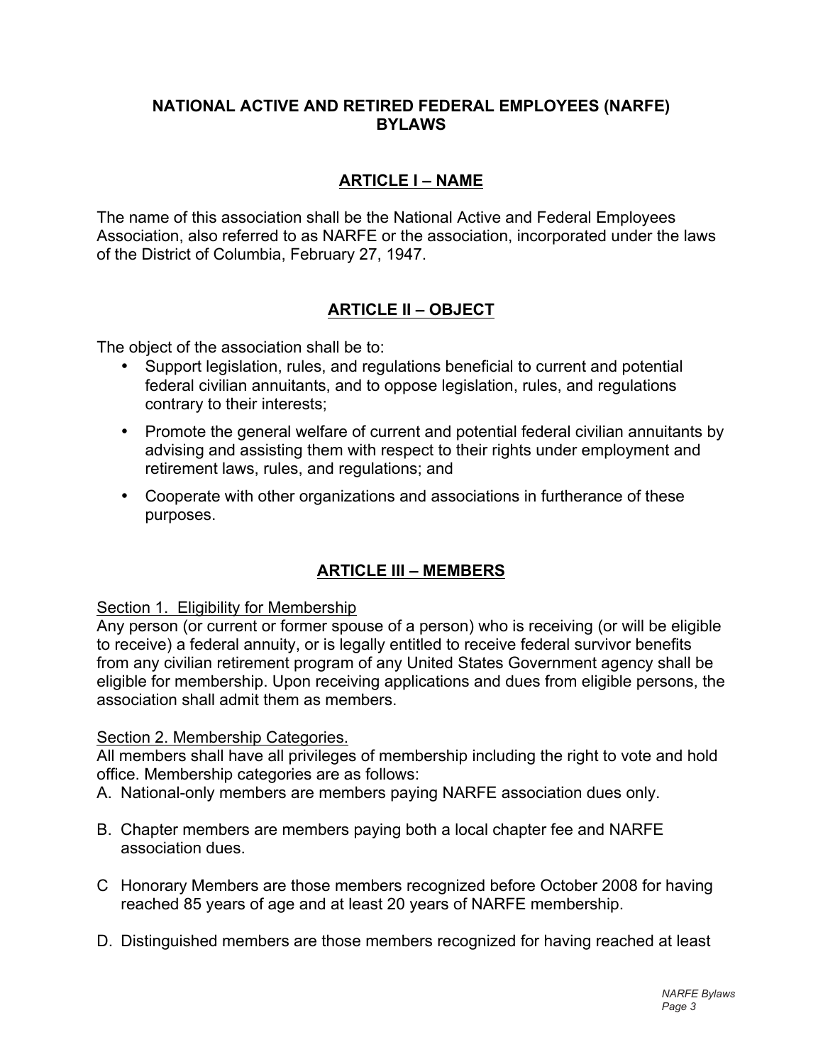# NATIONAL ACTIVE AND RETIRED FEDERAL EMPLOYEES (NARFE) BYLAWS

## ARTICLE I – NAME

The name of this association shall be the National Active and Federal Employees Association, also referred to as NARFE or the association, incorporated under the laws of the District of Columbia, February 27, 1947.

## ARTICLE II – OBJECT

The object of the association shall be to:

- Support legislation, rules, and regulations beneficial to current and potential federal civilian annuitants, and to oppose legislation, rules, and regulations contrary to their interests;
- Promote the general welfare of current and potential federal civilian annuitants by advising and assisting them with respect to their rights under employment and retirement laws, rules, and regulations; and
- Cooperate with other organizations and associations in furtherance of these purposes.

## ARTICLE III – MEMBERS

Section 1. Eligibility for Membership

Any person (or current or former spouse of a person) who is receiving (or will be eligible to receive) a federal annuity, or is legally entitled to receive federal survivor benefits from any civilian retirement program of any United States Government agency shall be eligible for membership. Upon receiving applications and dues from eligible persons, the association shall admit them as members.

Section 2. Membership Categories.

All members shall have all privileges of membership including the right to vote and hold office. Membership categories are as follows:

A. National-only members are members paying NARFE association dues only.

B. Chapter members are members paying both a local chapter fee and NARFE association dues.

C Honorary Members are those members recognized before October 2008 for having reached 85 years of age and at least 20 years of NARFE membership.

D. Distinguished members are those members recognized for having reached at least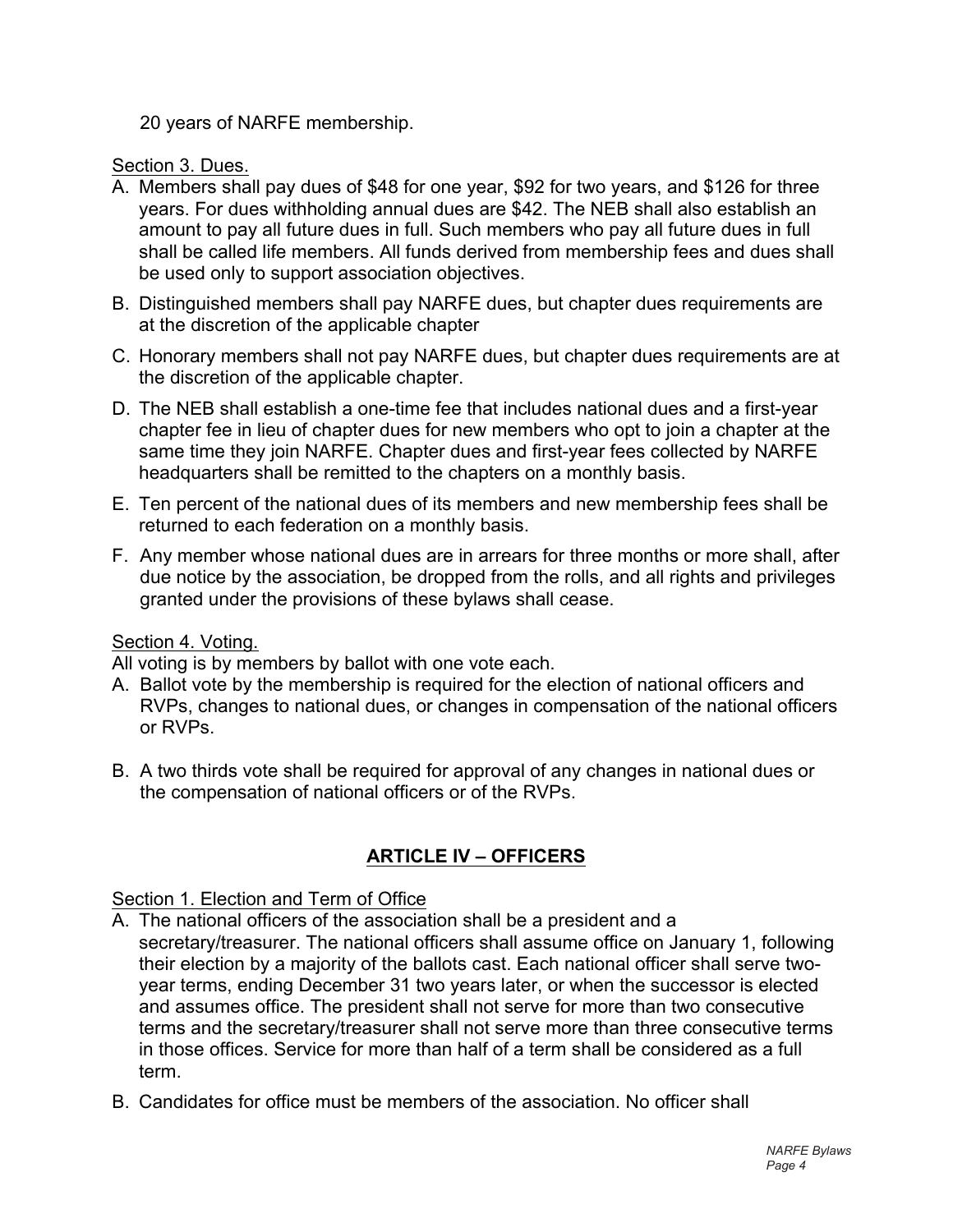20 years of NARFE membership.

Section 3. Dues.

A. Members shall pay dues of $48 for one year, $92 for two years, and $126 for three years. For dues withholding annual dues are $42. The NEB shall also establish an amount to pay all future dues in full. Such members who pay all future dues in full shall be called life members. All funds derived from membership fees and dues shall be used only to support association objectives.

B. Distinguished members shall pay NARFE dues, but chapter dues requirements are at the discretion of the applicable chapter

C. Honorary members shall not pay NARFE dues, but chapter dues requirements are at the discretion of the applicable chapter.

D. The NEB shall establish a one-time fee that includes national dues and a first-year chapter fee in lieu of chapter dues for new members who opt to join a chapter at the same time they join NARFE. Chapter dues and first-year fees collected by NARFE headquarters shall be remitted to the chapters on a monthly basis.

E. Ten percent of the national dues of its members and new membership fees shall be returned to each federation on a monthly basis.

F. Any member whose national dues are in arrears for three months or more shall, after due notice by the association, be dropped from the rolls, and all rights and privileges granted under the provisions of these bylaws shall cease.

Section 4. Voting.

All voting is by members by ballot with one vote each.

A. Ballot vote by the membership is required for the election of national officers and RVPs, changes to national dues, or changes in compensation of the national officers or RVPs.

B. A two thirds vote shall be required for approval of any changes in national dues or the compensation of national officers or of the RVPs.

## ARTICLE IV – OFFICERS

Section 1. Election and Term of Office

A. The national officers of the association shall be a president and a secretary/treasurer. The national officers shall assume office on January 1, following their election by a majority of the ballots cast. Each national officer shall serve two-year terms, ending December 31 two years later, or when the successor is elected and assumes office. The president shall not serve for more than two consecutive terms and the secretary/treasurer shall not serve more than three consecutive terms in those offices. Service for more than half of a term shall be considered as a full term.

B. Candidates for office must be members of the association. No officer shall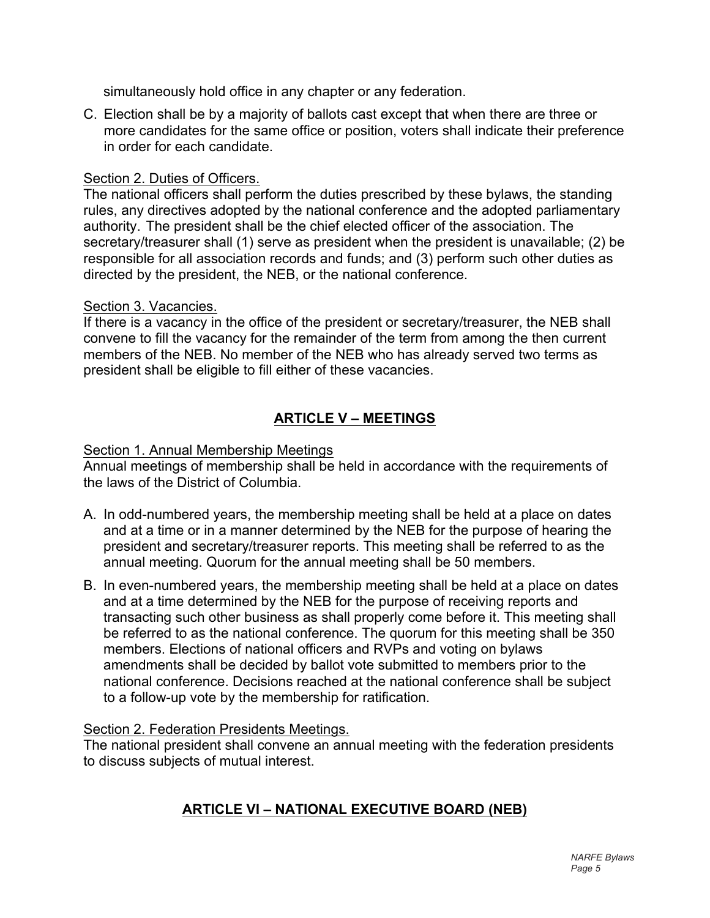simultaneously hold office in any chapter or any federation.

C. Election shall be by a majority of ballots cast except that when there are three or more candidates for the same office or position, voters shall indicate their preference in order for each candidate.

Section 2. Duties of Officers.

The national officers shall perform the duties prescribed by these bylaws, the standing rules, any directives adopted by the national conference and the adopted parliamentary authority. The president shall be the chief elected officer of the association. The secretary/treasurer shall (1) serve as president when the president is unavailable; (2) be responsible for all association records and funds; and (3) perform such other duties as directed by the president, the NEB, or the national conference.

Section 3. Vacancies.

If there is a vacancy in the office of the president or secretary/treasurer, the NEB shall convene to fill the vacancy for the remainder of the term from among the then current members of the NEB. No member of the NEB who has already served two terms as president shall be eligible to fill either of these vacancies.

## ARTICLE V – MEETINGS

Section 1. Annual Membership Meetings

Annual meetings of membership shall be held in accordance with the requirements of the laws of the District of Columbia.

A. In odd-numbered years, the membership meeting shall be held at a place on dates and at a time or in a manner determined by the NEB for the purpose of hearing the president and secretary/treasurer reports. This meeting shall be referred to as the annual meeting. Quorum for the annual meeting shall be 50 members.

B. In even-numbered years, the membership meeting shall be held at a place on dates and at a time determined by the NEB for the purpose of receiving reports and transacting such other business as shall properly come before it. This meeting shall be referred to as the national conference. The quorum for this meeting shall be 350 members. Elections of national officers and RVPs and voting on bylaws amendments shall be decided by ballot vote submitted to members prior to the national conference. Decisions reached at the national conference shall be subject to a follow-up vote by the membership for ratification.

Section 2. Federation Presidents Meetings.

The national president shall convene an annual meeting with the federation presidents to discuss subjects of mutual interest.

## ARTICLE VI – NATIONAL EXECUTIVE BOARD (NEB)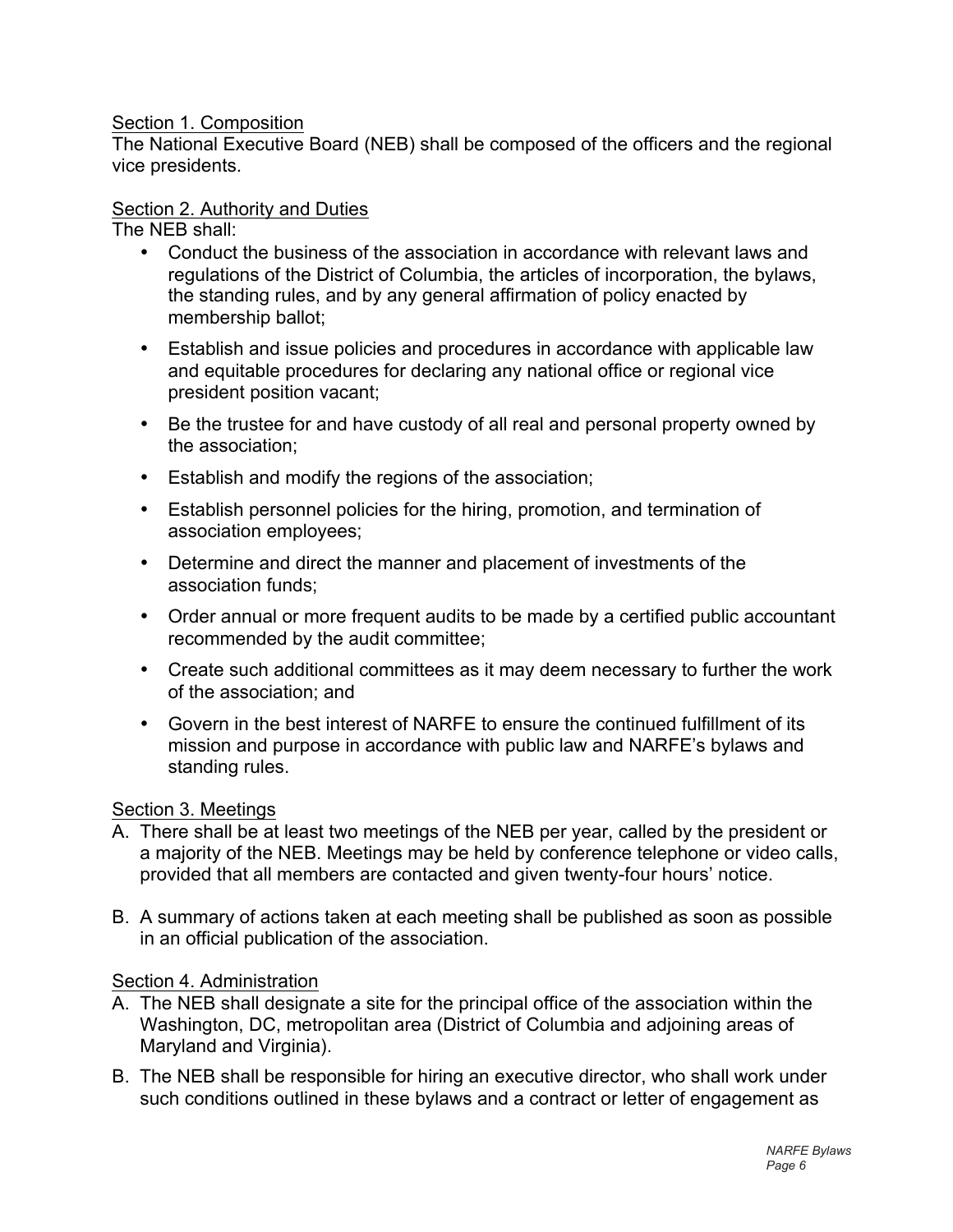Section 1. Composition

The National Executive Board (NEB) shall be composed of the officers and the regional vice presidents.

Section 2. Authority and Duties

The NEB shall:

- Conduct the business of the association in accordance with relevant laws and regulations of the District of Columbia, the articles of incorporation, the bylaws, the standing rules, and by any general affirmation of policy enacted by membership ballot;
- Establish and issue policies and procedures in accordance with applicable law and equitable procedures for declaring any national office or regional vice president position vacant;
- Be the trustee for and have custody of all real and personal property owned by the association;
- Establish and modify the regions of the association;
- Establish personnel policies for the hiring, promotion, and termination of association employees;
- Determine and direct the manner and placement of investments of the association funds;
- Order annual or more frequent audits to be made by a certified public accountant recommended by the audit committee;
- Create such additional committees as it may deem necessary to further the work of the association; and
- Govern in the best interest of NARFE to ensure the continued fulfillment of its mission and purpose in accordance with public law and NARFE's bylaws and standing rules.

Section 3. Meetings

A. There shall be at least two meetings of the NEB per year, called by the president or a majority of the NEB. Meetings may be held by conference telephone or video calls, provided that all members are contacted and given twenty-four hours' notice.

B. A summary of actions taken at each meeting shall be published as soon as possible in an official publication of the association.

Section 4. Administration

A. The NEB shall designate a site for the principal office of the association within the Washington, DC, metropolitan area (District of Columbia and adjoining areas of Maryland and Virginia).

B. The NEB shall be responsible for hiring an executive director, who shall work under such conditions outlined in these bylaws and a contract or letter of engagement as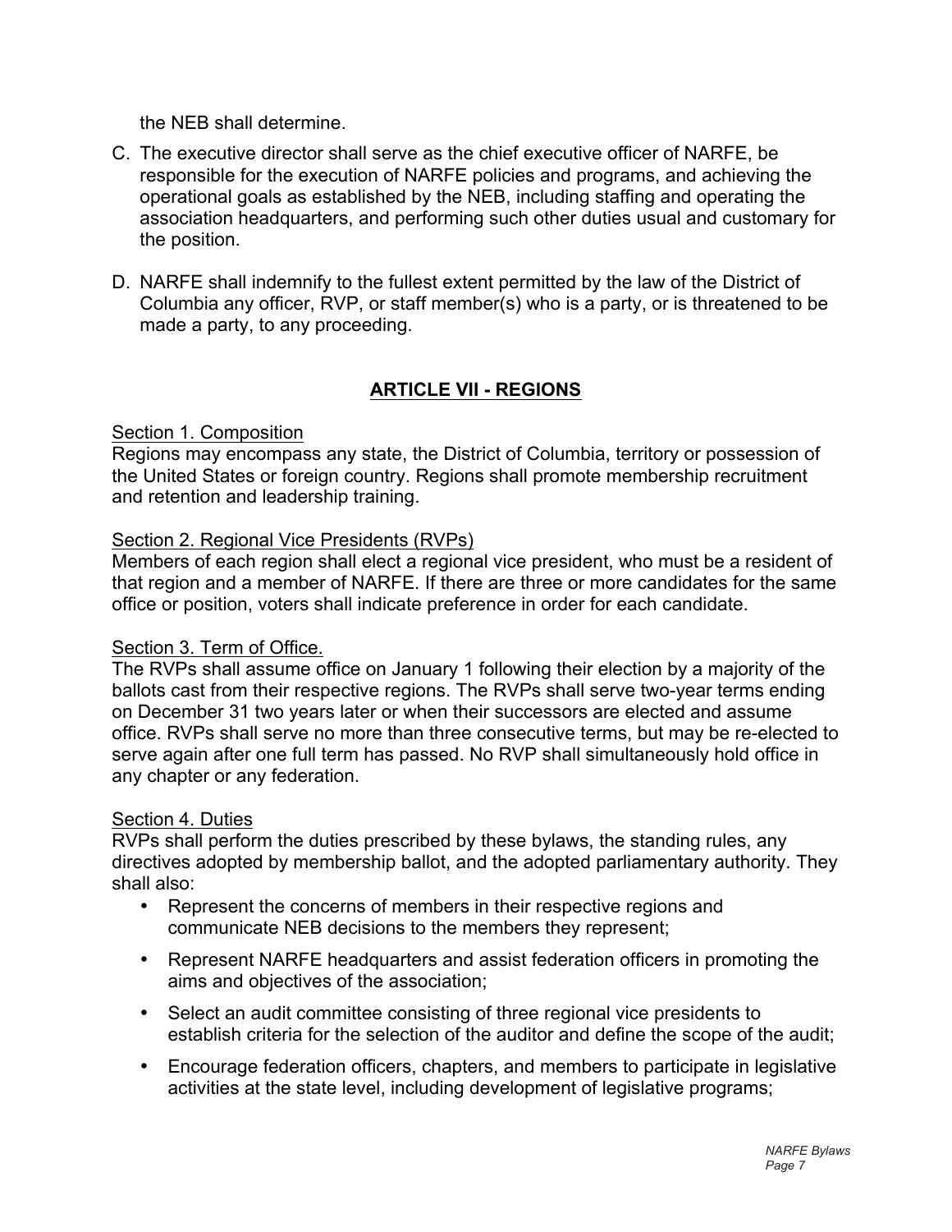the NEB shall determine.

C. The executive director shall serve as the chief executive officer of NARFE, be responsible for the execution of NARFE policies and programs, and achieving the operational goals as established by the NEB, including staffing and operating the association headquarters, and performing such other duties usual and customary for the position.

D. NARFE shall indemnify to the fullest extent permitted by the law of the District of Columbia any officer, RVP, or staff member(s) who is a party, or is threatened to be made a party, to any proceeding.

## ARTICLE VII - REGIONS

Section 1. Composition

Regions may encompass any state, the District of Columbia, territory or possession of the United States or foreign country. Regions shall promote membership recruitment and retention and leadership training.

Section 2. Regional Vice Presidents (RVPs)

Members of each region shall elect a regional vice president, who must be a resident of that region and a member of NARFE. If there are three or more candidates for the same office or position, voters shall indicate preference in order for each candidate.

Section 3. Term of Office.

The RVPs shall assume office on January 1 following their election by a majority of the ballots cast from their respective regions. The RVPs shall serve two-year terms ending on December 31 two years later or when their successors are elected and assume office. RVPs shall serve no more than three consecutive terms, but may be re-elected to serve again after one full term has passed. No RVP shall simultaneously hold office in any chapter or any federation.

Section 4. Duties

RVPs shall perform the duties prescribed by these bylaws, the standing rules, any directives adopted by membership ballot, and the adopted parliamentary authority. They shall also:

- Represent the concerns of members in their respective regions and communicate NEB decisions to the members they represent;
- Represent NARFE headquarters and assist federation officers in promoting the aims and objectives of the association;
- Select an audit committee consisting of three regional vice presidents to establish criteria for the selection of the auditor and define the scope of the audit;
- Encourage federation officers, chapters, and members to participate in legislative activities at the state level, including development of legislative programs;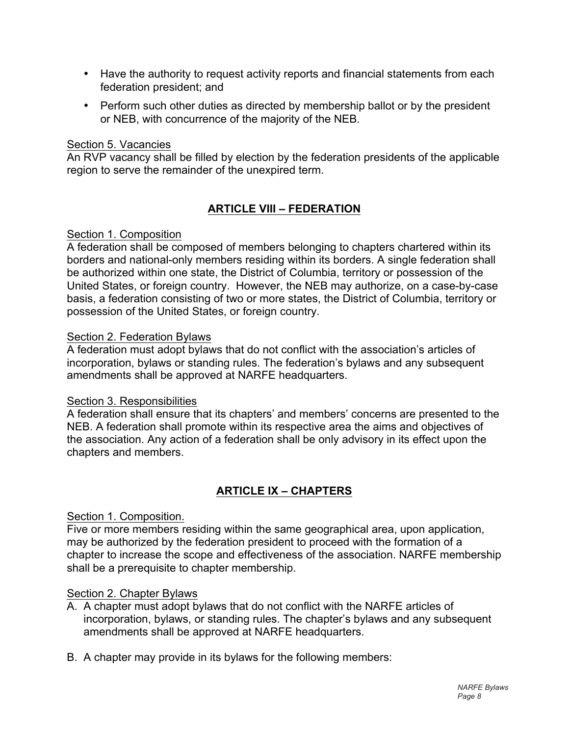- Have the authority to request activity reports and financial statements from each federation president; and
- Perform such other duties as directed by membership ballot or by the president or NEB, with concurrence of the majority of the NEB.

Section 5. Vacancies

An RVP vacancy shall be filled by election by the federation presidents of the applicable region to serve the remainder of the unexpired term.

## ARTICLE VIII – FEDERATION

Section 1. Composition

A federation shall be composed of members belonging to chapters chartered within its borders and national-only members residing within its borders. A single federation shall be authorized within one state, the District of Columbia, territory or possession of the United States, or foreign country. However, the NEB may authorize, on a case-by-case basis, a federation consisting of two or more states, the District of Columbia, territory or possession of the United States, or foreign country.

Section 2. Federation Bylaws

A federation must adopt bylaws that do not conflict with the association's articles of incorporation, bylaws or standing rules. The federation's bylaws and any subsequent amendments shall be approved at NARFE headquarters.

Section 3. Responsibilities

A federation shall ensure that its chapters' and members' concerns are presented to the NEB. A federation shall promote within its respective area the aims and objectives of the association. Any action of a federation shall be only advisory in its effect upon the chapters and members.

## ARTICLE IX – CHAPTERS

Section 1. Composition.

Five or more members residing within the same geographical area, upon application, may be authorized by the federation president to proceed with the formation of a chapter to increase the scope and effectiveness of the association. NARFE membership shall be a prerequisite to chapter membership.

Section 2. Chapter Bylaws

A. A chapter must adopt bylaws that do not conflict with the NARFE articles of incorporation, bylaws, or standing rules. The chapter's bylaws and any subsequent amendments shall be approved at NARFE headquarters.

B. A chapter may provide in its bylaws for the following members: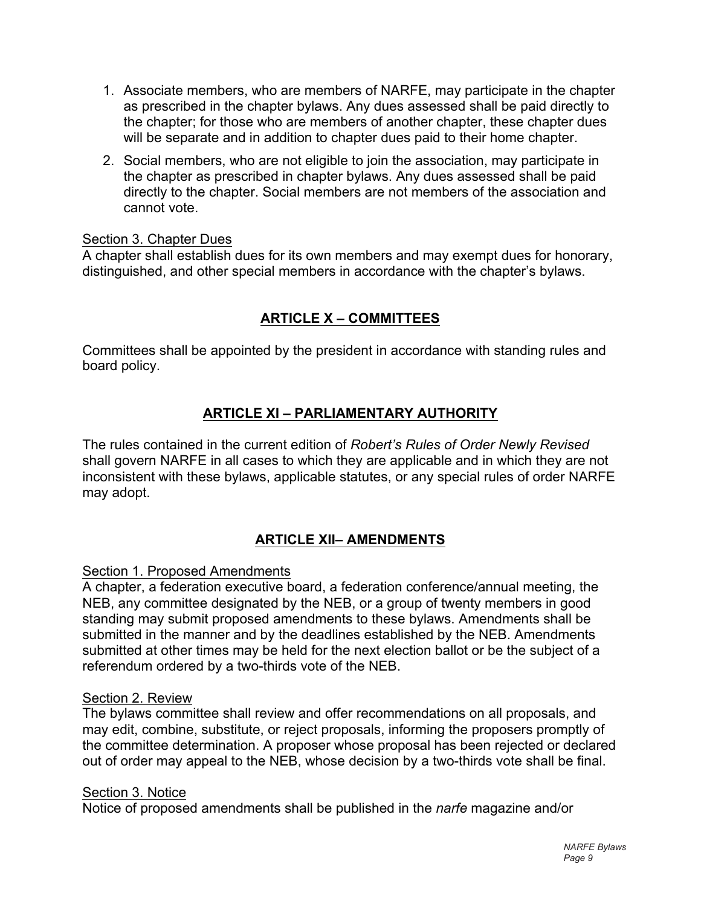1. Associate members, who are members of NARFE, may participate in the chapter as prescribed in the chapter bylaws. Any dues assessed shall be paid directly to the chapter; for those who are members of another chapter, these chapter dues will be separate and in addition to chapter dues paid to their home chapter.
2. Social members, who are not eligible to join the association, may participate in the chapter as prescribed in chapter bylaws. Any dues assessed shall be paid directly to the chapter. Social members are not members of the association and cannot vote.

Section 3. Chapter Dues
A chapter shall establish dues for its own members and may exempt dues for honorary, distinguished, and other special members in accordance with the chapter's bylaws.

## ARTICLE X – COMMITTEES

Committees shall be appointed by the president in accordance with standing rules and board policy.

## ARTICLE XI – PARLIAMENTARY AUTHORITY

The rules contained in the current edition of *Robert's Rules of Order Newly Revised* shall govern NARFE in all cases to which they are applicable and in which they are not inconsistent with these bylaws, applicable statutes, or any special rules of order NARFE may adopt.

## ARTICLE XII– AMENDMENTS

Section 1. Proposed Amendments
A chapter, a federation executive board, a federation conference/annual meeting, the NEB, any committee designated by the NEB, or a group of twenty members in good standing may submit proposed amendments to these bylaws. Amendments shall be submitted in the manner and by the deadlines established by the NEB. Amendments submitted at other times may be held for the next election ballot or be the subject of a referendum ordered by a two-thirds vote of the NEB.

Section 2. Review
The bylaws committee shall review and offer recommendations on all proposals, and may edit, combine, substitute, or reject proposals, informing the proposers promptly of the committee determination. A proposer whose proposal has been rejected or declared out of order may appeal to the NEB, whose decision by a two-thirds vote shall be final.

Section 3. Notice
Notice of proposed amendments shall be published in the *narfe* magazine and/or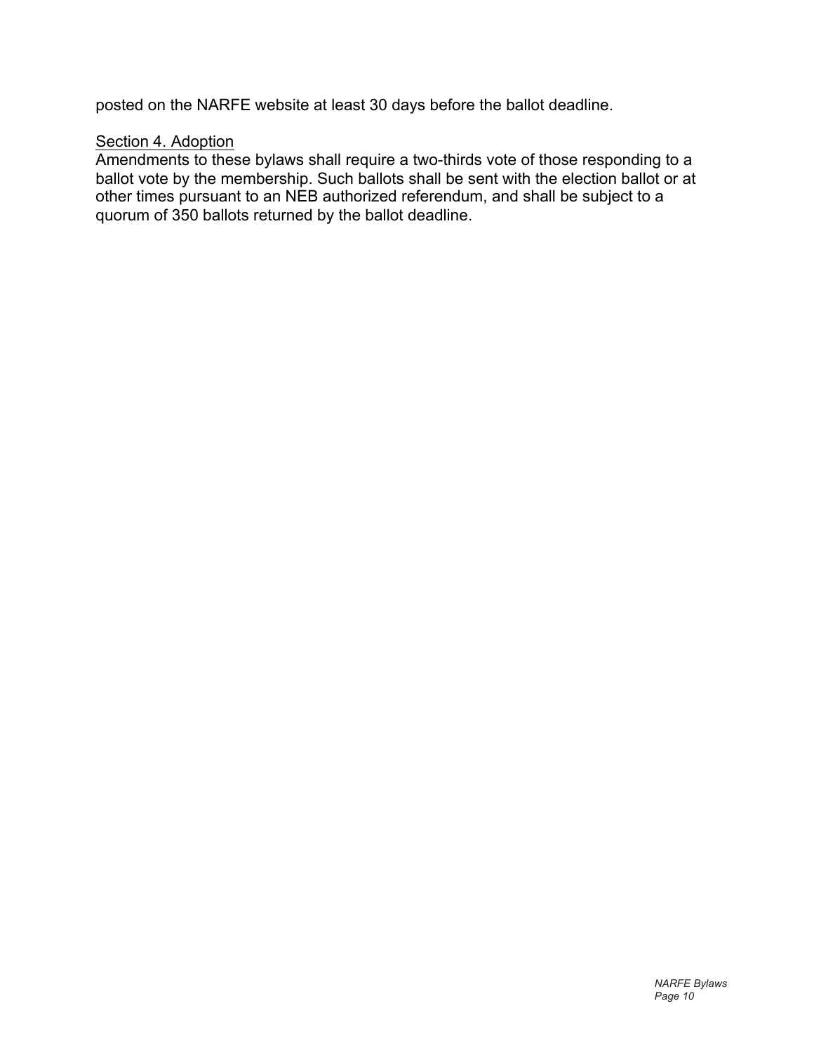posted on the NARFE website at least 30 days before the ballot deadline.

Section 4. Adoption

Amendments to these bylaws shall require a two-thirds vote of those responding to a ballot vote by the membership. Such ballots shall be sent with the election ballot or at other times pursuant to an NEB authorized referendum, and shall be subject to a quorum of 350 ballots returned by the ballot deadline.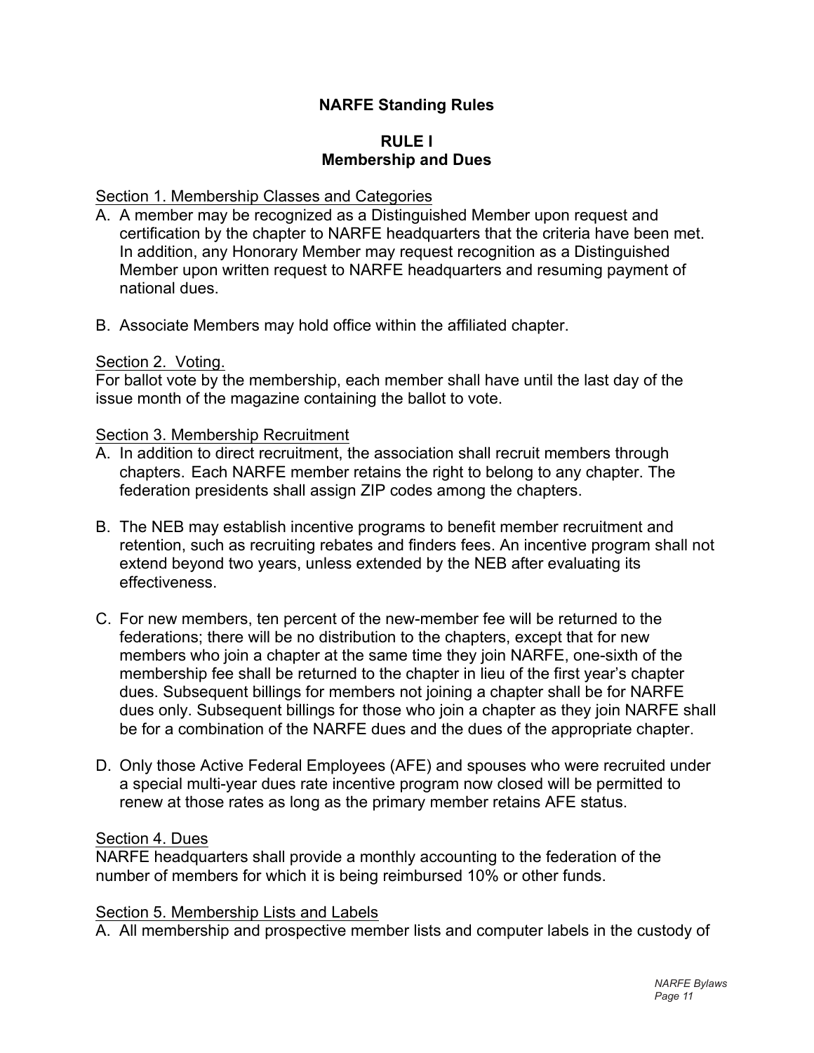# NARFE Standing Rules

## RULE I
## Membership and Dues

Section 1. Membership Classes and Categories

A. A member may be recognized as a Distinguished Member upon request and certification by the chapter to NARFE headquarters that the criteria have been met. In addition, any Honorary Member may request recognition as a Distinguished Member upon written request to NARFE headquarters and resuming payment of national dues.

B. Associate Members may hold office within the affiliated chapter.

Section 2. Voting.

For ballot vote by the membership, each member shall have until the last day of the issue month of the magazine containing the ballot to vote.

Section 3. Membership Recruitment

A. In addition to direct recruitment, the association shall recruit members through chapters. Each NARFE member retains the right to belong to any chapter. The federation presidents shall assign ZIP codes among the chapters.

B. The NEB may establish incentive programs to benefit member recruitment and retention, such as recruiting rebates and finders fees. An incentive program shall not extend beyond two years, unless extended by the NEB after evaluating its effectiveness.

C. For new members, ten percent of the new-member fee will be returned to the federations; there will be no distribution to the chapters, except that for new members who join a chapter at the same time they join NARFE, one-sixth of the membership fee shall be returned to the chapter in lieu of the first year's chapter dues. Subsequent billings for members not joining a chapter shall be for NARFE dues only. Subsequent billings for those who join a chapter as they join NARFE shall be for a combination of the NARFE dues and the dues of the appropriate chapter.

D. Only those Active Federal Employees (AFE) and spouses who were recruited under a special multi-year dues rate incentive program now closed will be permitted to renew at those rates as long as the primary member retains AFE status.

Section 4. Dues

NARFE headquarters shall provide a monthly accounting to the federation of the number of members for which it is being reimbursed 10% or other funds.

Section 5. Membership Lists and Labels

A. All membership and prospective member lists and computer labels in the custody of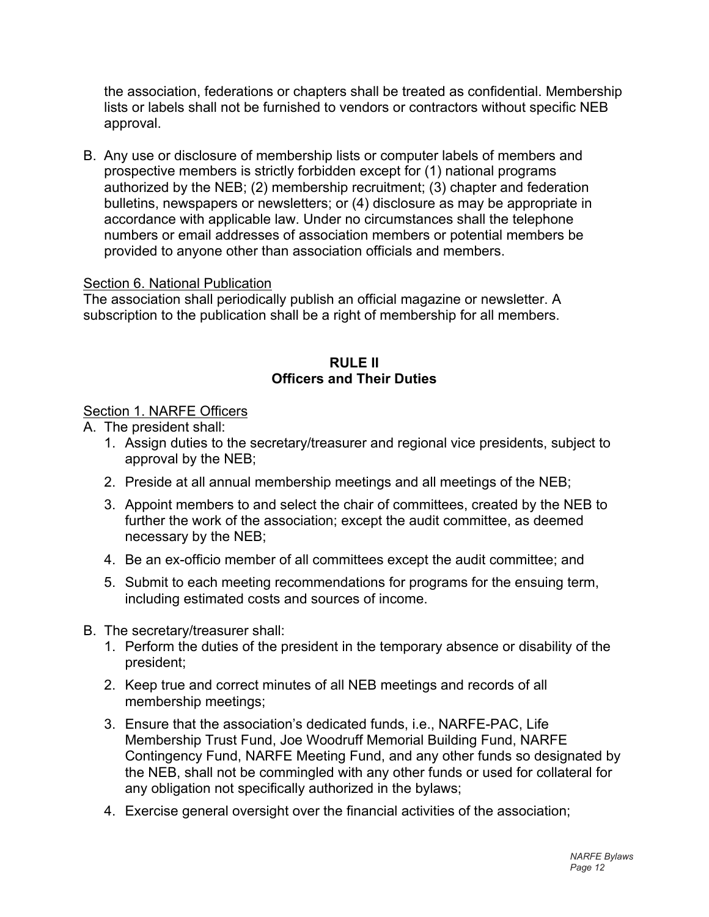the association, federations or chapters shall be treated as confidential. Membership lists or labels shall not be furnished to vendors or contractors without specific NEB approval.

B. Any use or disclosure of membership lists or computer labels of members and prospective members is strictly forbidden except for (1) national programs authorized by the NEB; (2) membership recruitment; (3) chapter and federation bulletins, newspapers or newsletters; or (4) disclosure as may be appropriate in accordance with applicable law. Under no circumstances shall the telephone numbers or email addresses of association members or potential members be provided to anyone other than association officials and members.

Section 6. National Publication

The association shall periodically publish an official magazine or newsletter. A subscription to the publication shall be a right of membership for all members.

## RULE II
## Officers and Their Duties

Section 1. NARFE Officers

A. The president shall:
   1. Assign duties to the secretary/treasurer and regional vice presidents, subject to approval by the NEB;
   2. Preside at all annual membership meetings and all meetings of the NEB;
   3. Appoint members to and select the chair of committees, created by the NEB to further the work of the association; except the audit committee, as deemed necessary by the NEB;
   4. Be an ex-officio member of all committees except the audit committee; and
   5. Submit to each meeting recommendations for programs for the ensuing term, including estimated costs and sources of income.

B. The secretary/treasurer shall:
   1. Perform the duties of the president in the temporary absence or disability of the president;
   2. Keep true and correct minutes of all NEB meetings and records of all membership meetings;
   3. Ensure that the association's dedicated funds, i.e., NARFE-PAC, Life Membership Trust Fund, Joe Woodruff Memorial Building Fund, NARFE Contingency Fund, NARFE Meeting Fund, and any other funds so designated by the NEB, shall not be commingled with any other funds or used for collateral for any obligation not specifically authorized in the bylaws;
   4. Exercise general oversight over the financial activities of the association;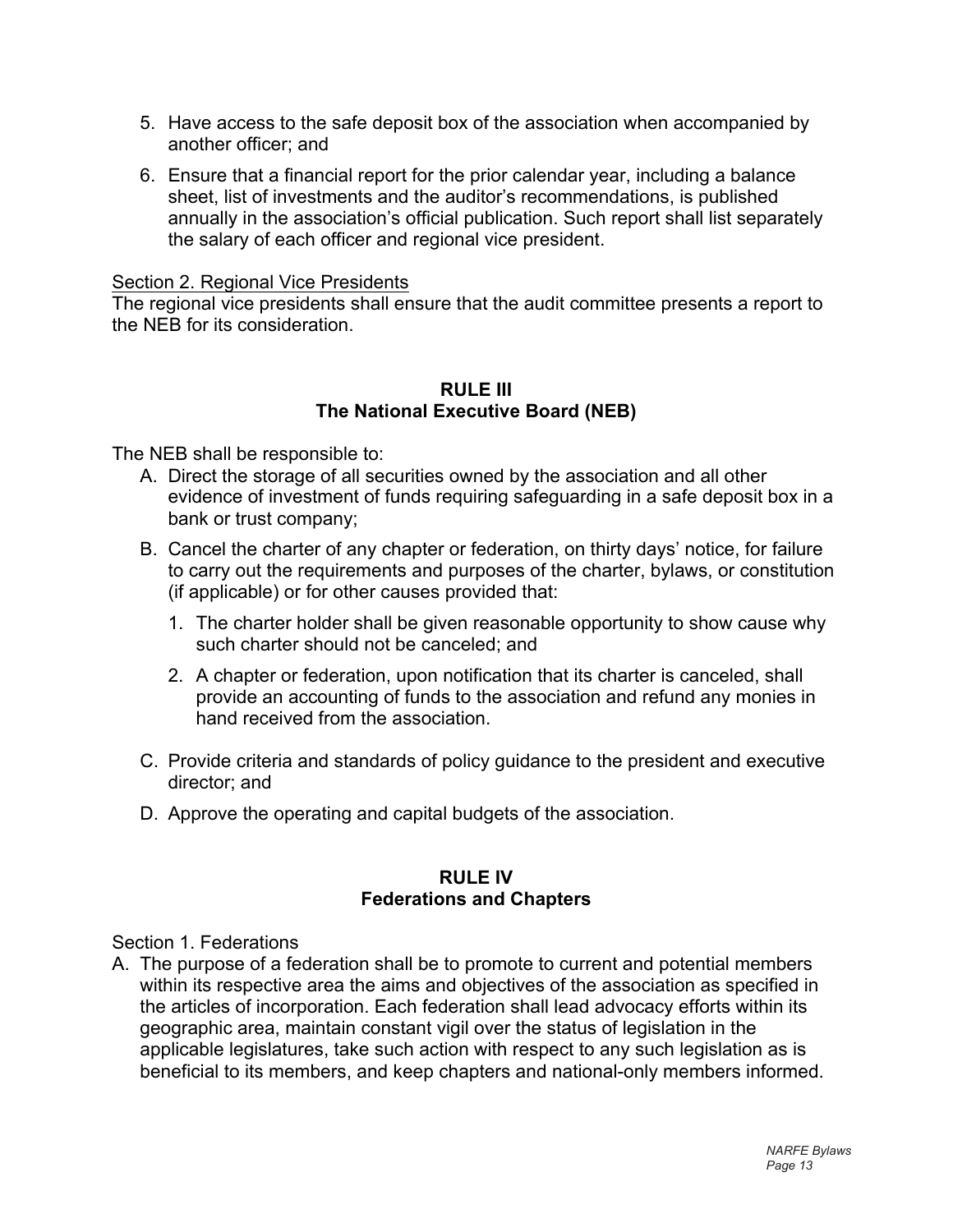5. Have access to the safe deposit box of the association when accompanied by another officer; and
6. Ensure that a financial report for the prior calendar year, including a balance sheet, list of investments and the auditor's recommendations, is published annually in the association's official publication. Such report shall list separately the salary of each officer and regional vice president.

<u>Section 2. Regional Vice Presidents</u>

The regional vice presidents shall ensure that the audit committee presents a report to the NEB for its consideration.

## RULE III
## The National Executive Board (NEB)

The NEB shall be responsible to:

A. Direct the storage of all securities owned by the association and all other evidence of investment of funds requiring safeguarding in a safe deposit box in a bank or trust company;

B. Cancel the charter of any chapter or federation, on thirty days' notice, for failure to carry out the requirements and purposes of the charter, bylaws, or constitution (if applicable) or for other causes provided that:

   1. The charter holder shall be given reasonable opportunity to show cause why such charter should not be canceled; and
   2. A chapter or federation, upon notification that its charter is canceled, shall provide an accounting of funds to the association and refund any monies in hand received from the association.

C. Provide criteria and standards of policy guidance to the president and executive director; and

D. Approve the operating and capital budgets of the association.

## RULE IV
## Federations and Chapters

Section 1. Federations

A. The purpose of a federation shall be to promote to current and potential members within its respective area the aims and objectives of the association as specified in the articles of incorporation. Each federation shall lead advocacy efforts within its geographic area, maintain constant vigil over the status of legislation in the applicable legislatures, take such action with respect to any such legislation as is beneficial to its members, and keep chapters and national-only members informed.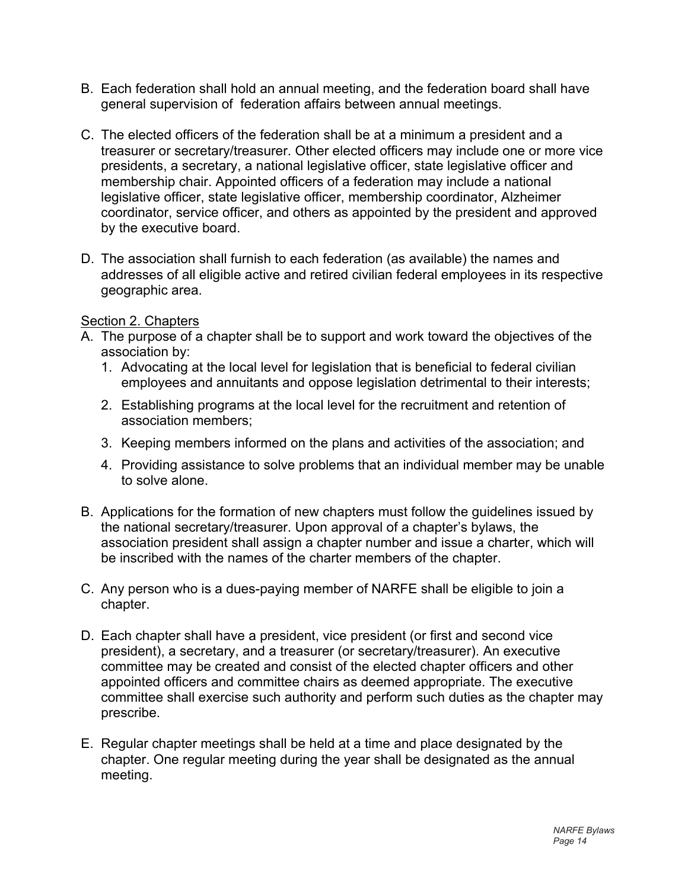B. Each federation shall hold an annual meeting, and the federation board shall have general supervision of federation affairs between annual meetings.

C. The elected officers of the federation shall be at a minimum a president and a treasurer or secretary/treasurer. Other elected officers may include one or more vice presidents, a secretary, a national legislative officer, state legislative officer and membership chair. Appointed officers of a federation may include a national legislative officer, state legislative officer, membership coordinator, Alzheimer coordinator, service officer, and others as appointed by the president and approved by the executive board.

D. The association shall furnish to each federation (as available) the names and addresses of all eligible active and retired civilian federal employees in its respective geographic area.

<u>Section 2. Chapters</u>

A. The purpose of a chapter shall be to support and work toward the objectives of the association by:
   1. Advocating at the local level for legislation that is beneficial to federal civilian employees and annuitants and oppose legislation detrimental to their interests;
   2. Establishing programs at the local level for the recruitment and retention of association members;
   3. Keeping members informed on the plans and activities of the association; and
   4. Providing assistance to solve problems that an individual member may be unable to solve alone.

B. Applications for the formation of new chapters must follow the guidelines issued by the national secretary/treasurer. Upon approval of a chapter's bylaws, the association president shall assign a chapter number and issue a charter, which will be inscribed with the names of the charter members of the chapter.

C. Any person who is a dues-paying member of NARFE shall be eligible to join a chapter.

D. Each chapter shall have a president, vice president (or first and second vice president), a secretary, and a treasurer (or secretary/treasurer). An executive committee may be created and consist of the elected chapter officers and other appointed officers and committee chairs as deemed appropriate. The executive committee shall exercise such authority and perform such duties as the chapter may prescribe.

E. Regular chapter meetings shall be held at a time and place designated by the chapter. One regular meeting during the year shall be designated as the annual meeting.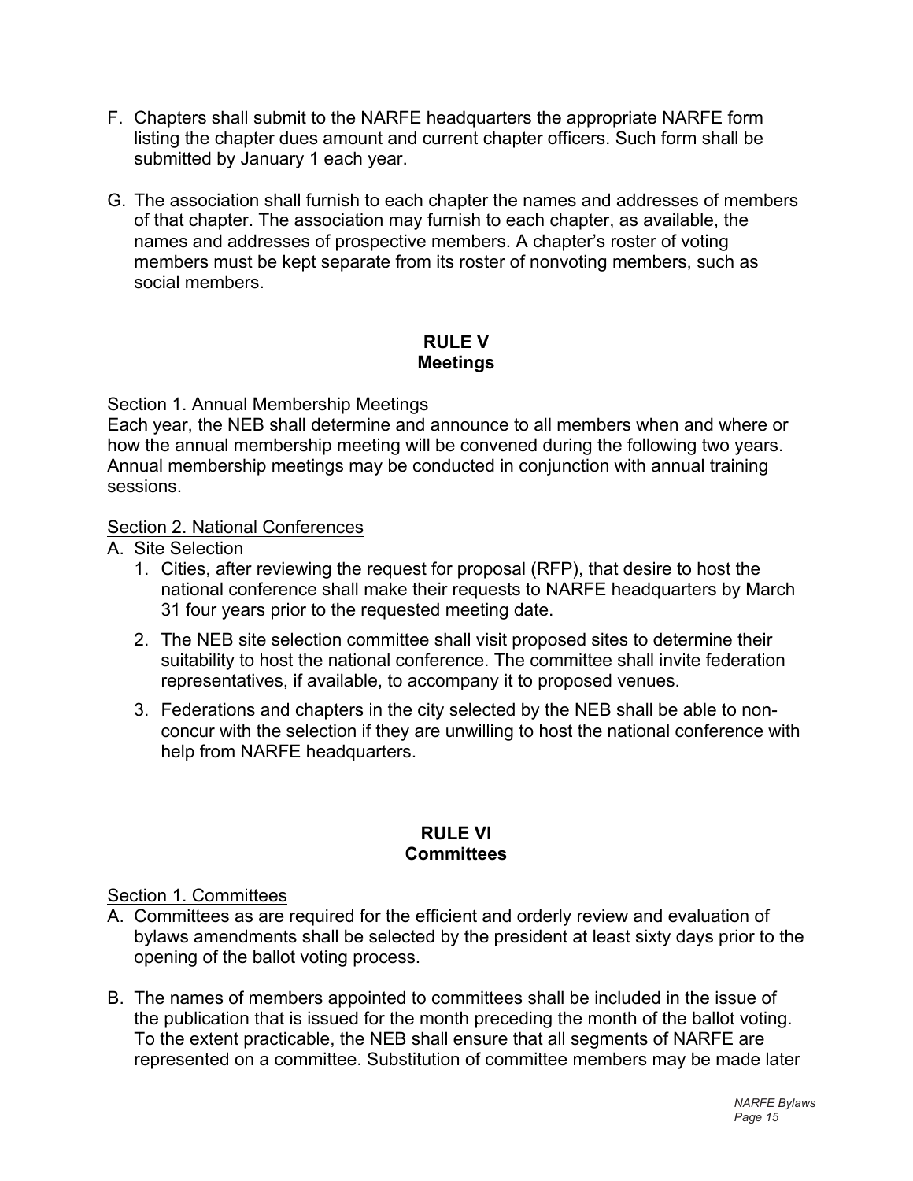F. Chapters shall submit to the NARFE headquarters the appropriate NARFE form listing the chapter dues amount and current chapter officers. Such form shall be submitted by January 1 each year.

G. The association shall furnish to each chapter the names and addresses of members of that chapter. The association may furnish to each chapter, as available, the names and addresses of prospective members. A chapter's roster of voting members must be kept separate from its roster of nonvoting members, such as social members.

## RULE V
## Meetings

Section 1. Annual Membership Meetings

Each year, the NEB shall determine and announce to all members when and where or how the annual membership meeting will be convened during the following two years. Annual membership meetings may be conducted in conjunction with annual training sessions.

Section 2. National Conferences

A. Site Selection
   1. Cities, after reviewing the request for proposal (RFP), that desire to host the national conference shall make their requests to NARFE headquarters by March 31 four years prior to the requested meeting date.
   2. The NEB site selection committee shall visit proposed sites to determine their suitability to host the national conference. The committee shall invite federation representatives, if available, to accompany it to proposed venues.
   3. Federations and chapters in the city selected by the NEB shall be able to non-concur with the selection if they are unwilling to host the national conference with help from NARFE headquarters.

## RULE VI
## Committees

Section 1. Committees

A. Committees as are required for the efficient and orderly review and evaluation of bylaws amendments shall be selected by the president at least sixty days prior to the opening of the ballot voting process.

B. The names of members appointed to committees shall be included in the issue of the publication that is issued for the month preceding the month of the ballot voting. To the extent practicable, the NEB shall ensure that all segments of NARFE are represented on a committee. Substitution of committee members may be made later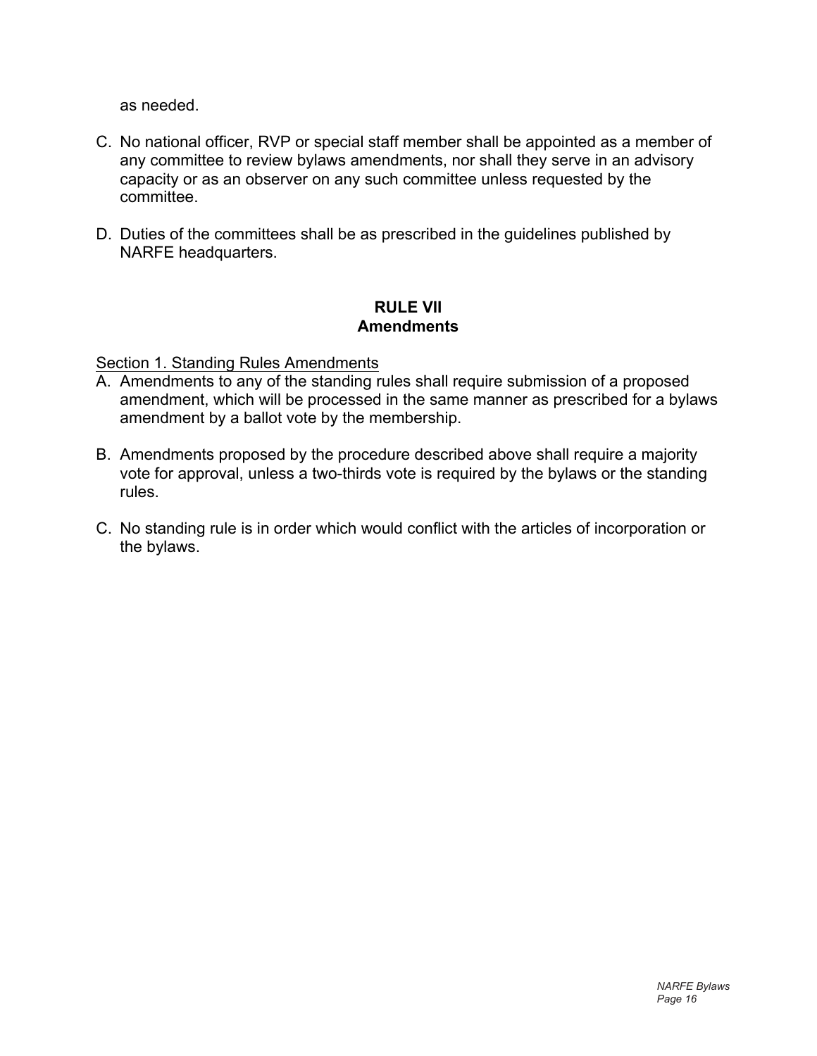as needed.

C. No national officer, RVP or special staff member shall be appointed as a member of any committee to review bylaws amendments, nor shall they serve in an advisory capacity or as an observer on any such committee unless requested by the committee.

D. Duties of the committees shall be as prescribed in the guidelines published by NARFE headquarters.

## RULE VII
## Amendments

Section 1. Standing Rules Amendments

A. Amendments to any of the standing rules shall require submission of a proposed amendment, which will be processed in the same manner as prescribed for a bylaws amendment by a ballot vote by the membership.

B. Amendments proposed by the procedure described above shall require a majority vote for approval, unless a two-thirds vote is required by the bylaws or the standing rules.

C. No standing rule is in order which would conflict with the articles of incorporation or the bylaws.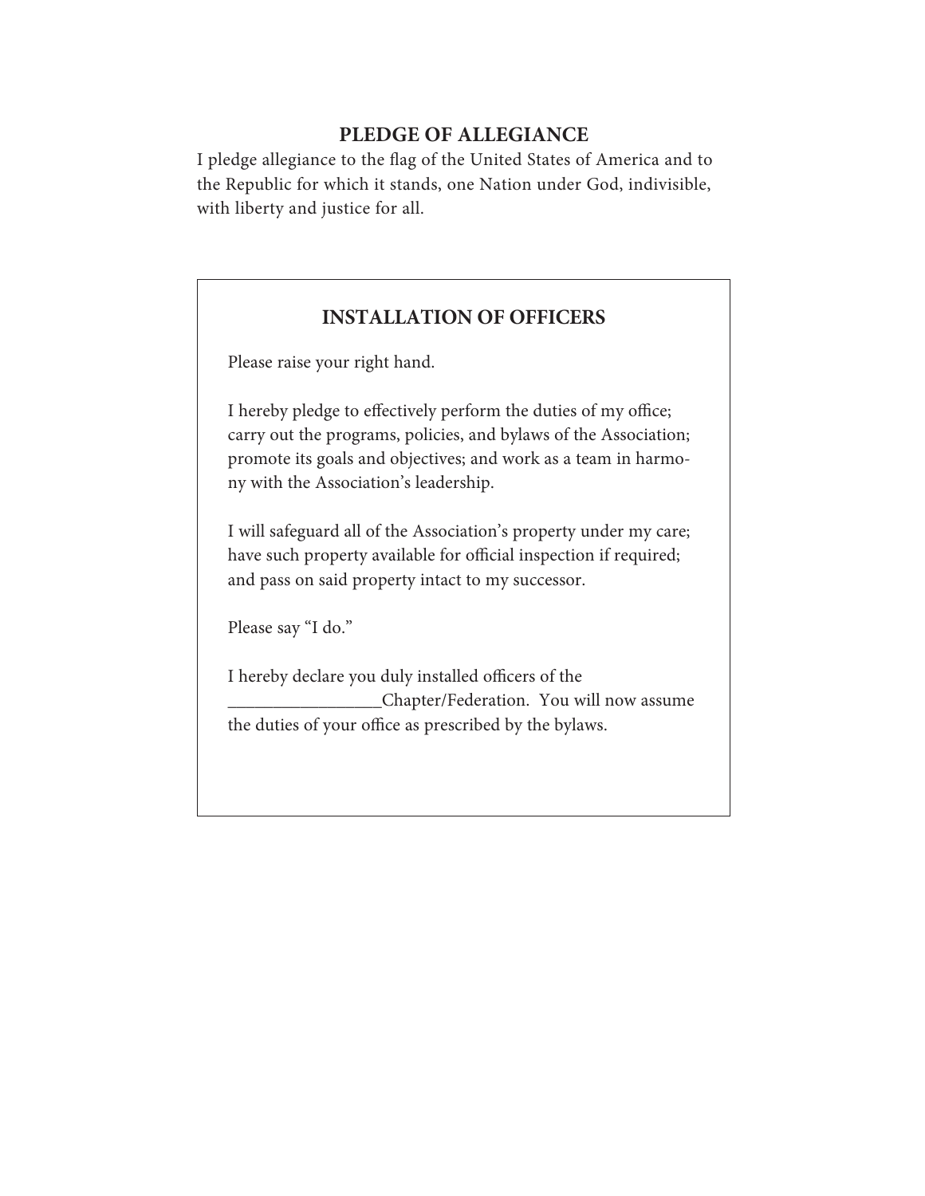## PLEDGE OF ALLEGIANCE

I pledge allegiance to the flag of the United States of America and to the Republic for which it stands, one Nation under God, indivisible, with liberty and justice for all.

## INSTALLATION OF OFFICERS

Please raise your right hand.

I hereby pledge to effectively perform the duties of my office; carry out the programs, policies, and bylaws of the Association; promote its goals and objectives; and work as a team in harmony with the Association's leadership.

I will safeguard all of the Association's property under my care; have such property available for official inspection if required; and pass on said property intact to my successor.

Please say "I do."

I hereby declare you duly installed officers of the _________________Chapter/Federation. You will now assume the duties of your office as prescribed by the bylaws.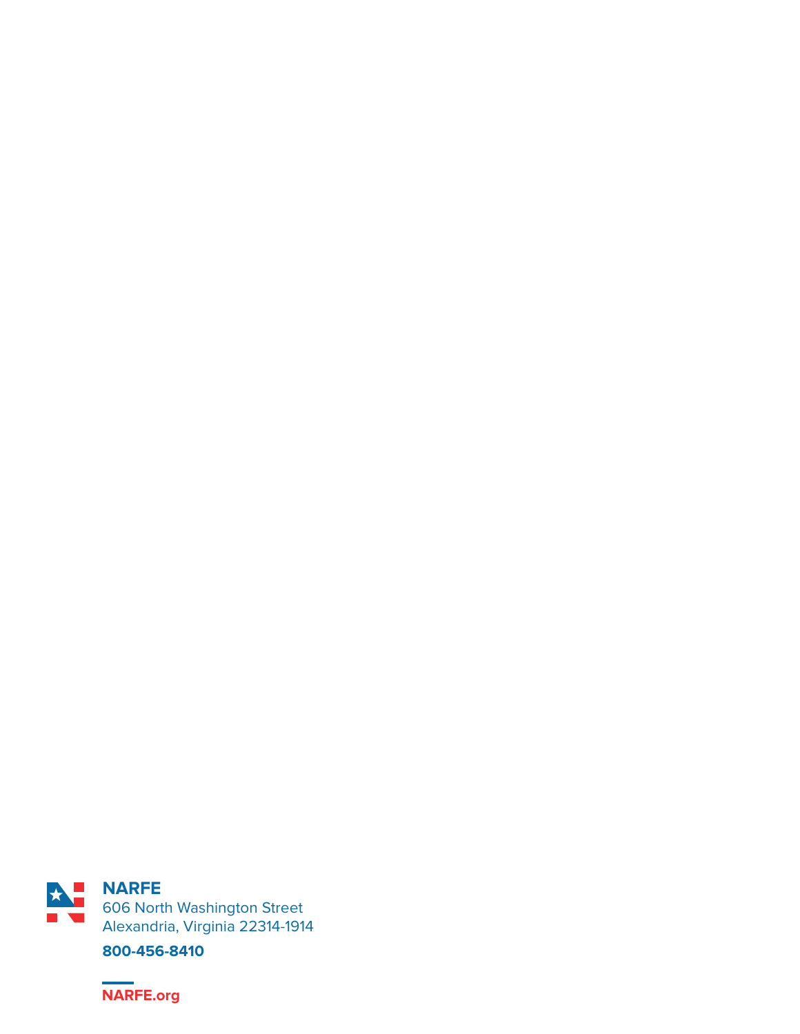**NARFE**
606 North Washington Street
Alexandria, Virginia 22314-1914

**800-456-8410**

**NARFE.org**